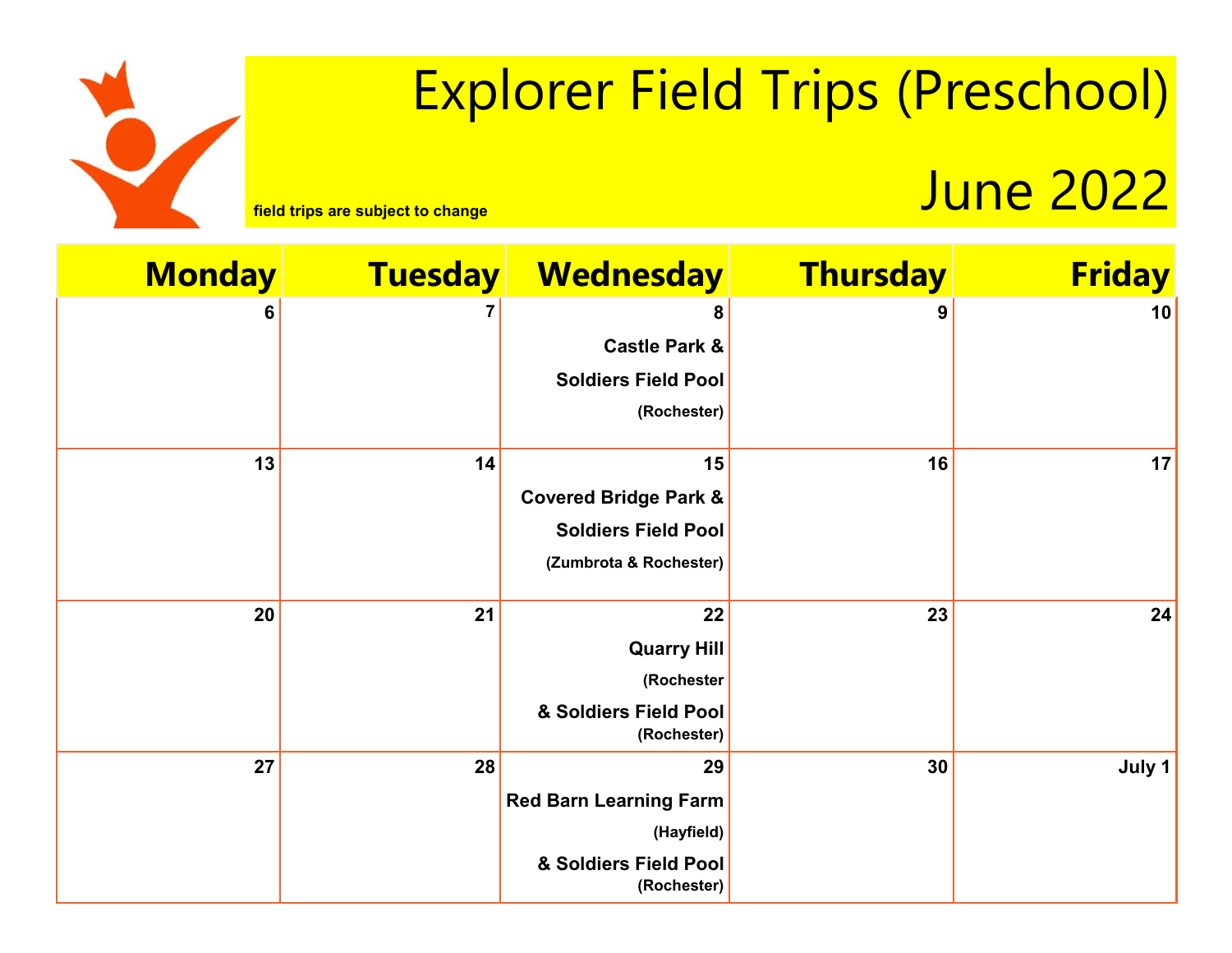# Explorer Field Trips (Preschool)

## June 2022

**field trips are subject to change**

| Monday | Tuesday | Wednesday | Thursday | Friday |
|---|---|---|---|---|
| 6 | 7 | 8<br>**Castle Park & Soldiers Field Pool**<br>(Rochester) | 9 | 10 |
| 13 | 14 | 15<br>**Covered Bridge Park & Soldiers Field Pool**<br>(Zumbrota & Rochester) | 16 | 17 |
| 20 | 21 | 22<br>**Quarry Hill**<br>(Rochester<br>**& Soldiers Field Pool**<br>(Rochester) | 23 | 24 |
| 27 | 28 | 29<br>**Red Barn Learning Farm**<br>(Hayfield)<br>**& Soldiers Field Pool**<br>(Rochester) | 30 | July 1 |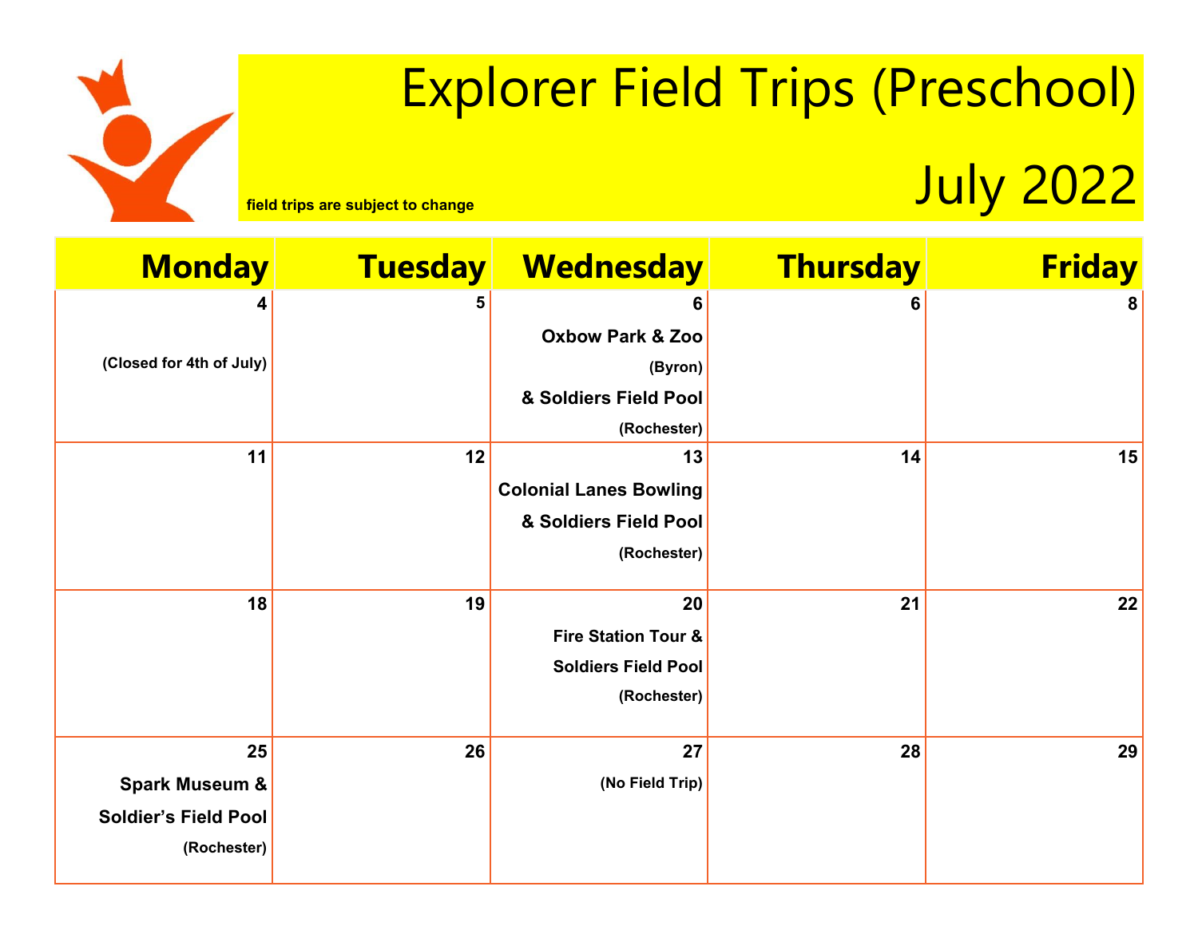# Explorer Field Trips (Preschool)

# July 2022

field trips are subject to change

| Monday | Tuesday | Wednesday | Thursday | Friday |
|---|---|---|---|---|
| 4 (Closed for 4th of July) | 5 | 6 **Oxbow Park & Zoo** (Byron) **& Soldiers Field Pool** (Rochester) | 6 | 8 |
| 11 | 12 | 13 **Colonial Lanes Bowling & Soldiers Field Pool** (Rochester) | 14 | 15 |
| 18 | 19 | 20 **Fire Station Tour & Soldiers Field Pool** (Rochester) | 21 | 22 |
| 25 **Spark Museum & Soldier's Field Pool** (Rochester) | 26 | 27 (No Field Trip) | 28 | 29 |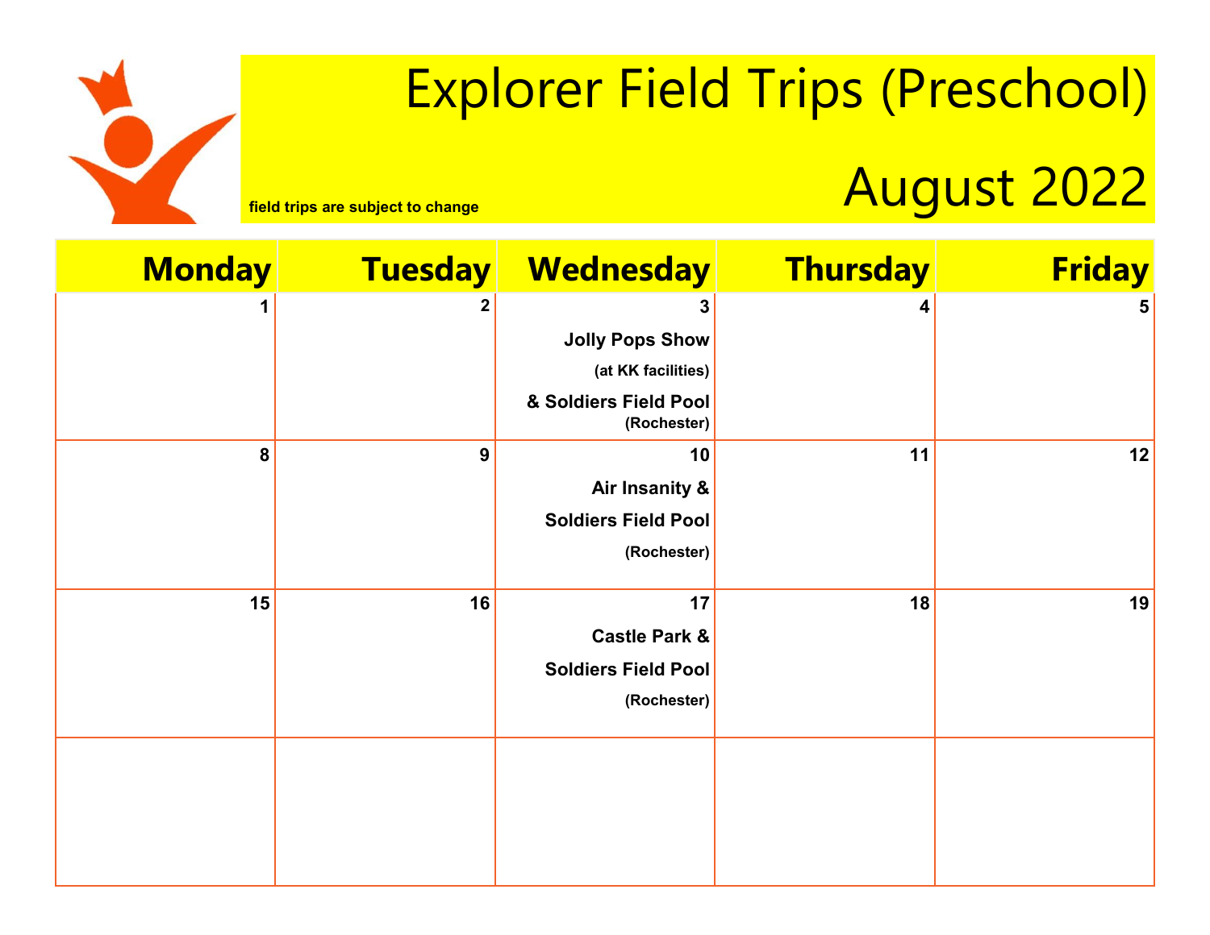# Explorer Field Trips (Preschool)

# August 2022

**field trips are subject to change**

| Monday | Tuesday | Wednesday | Thursday | Friday |
|---|---|---|---|---|
| 1 | 2 | 3<br>**Jolly Pops Show**<br>**(at KK facilities)**<br>**& Soldiers Field Pool**<br>**(Rochester)** | 4 | 5 |
| 8 | 9 | 10<br>**Air Insanity &**<br>**Soldiers Field Pool**<br>**(Rochester)** | 11 | 12 |
| 15 | 16 | 17<br>**Castle Park &**<br>**Soldiers Field Pool**<br>**(Rochester)** | 18 | 19 |
| | | | | |